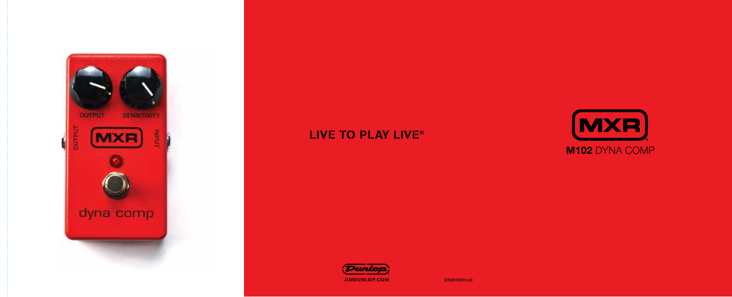# MXR

## M102 DYNA COMP

LIVE TO PLAY LIVE®

JIMDUNLOP.COM

92503016097revB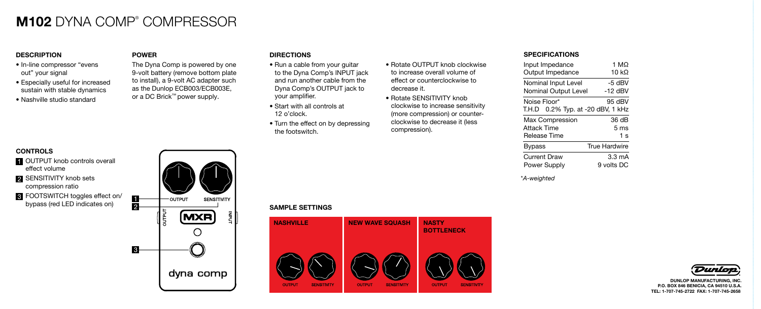# M102 DYNA COMP® COMPRESSOR

## DESCRIPTION

- In-line compressor "evens out" your signal
- Especially useful for increased sustain with stable dynamics
- Nashville studio standard

## POWER

The Dyna Comp is powered by one 9-volt battery (remove bottom plate to install), a 9-volt AC adapter such as the Dunlop ECB003/ECB003E, or a DC Brick™ power supply.

## CONTROLS

1. OUTPUT knob controls overall effect volume
2. SENSITIVITY knob sets compression ratio
3. FOOTSWITCH toggles effect on/bypass (red LED indicates on)

OUTPUT
SENSITIVITY
OUTPUT
INPUT
MXR
dyna comp

## DIRECTIONS

- Run a cable from your guitar to the Dyna Comp's INPUT jack and run another cable from the Dyna Comp's OUTPUT jack to your amplifier.
- Start with all controls at 12 o'clock.
- Turn the effect on by depressing the footswitch.
- Rotate OUTPUT knob clockwise to increase overall volume of effect or counterclockwise to decrease it.
- Rotate SENSITIVITY knob clockwise to increase sensitivity (more compression) or counter-clockwise to decrease it (less compression).

## SAMPLE SETTINGS

NASHVILLE
OUTPUT SENSITIVITY

NEW WAVE SQUASH
OUTPUT SENSITIVITY

NASTY BOTTLENECK
OUTPUT SENSITIVITY

## SPECIFICATIONS

| | |
|---|---|
| Input Impedance | 1 MΩ |
| Output Impedance | 10 kΩ |
| Nominal Input Level | -5 dBV |
| Nominal Output Level | -12 dBV |
| Noise Floor* | 95 dBV |
| T.H.D | 0.2% Typ. at -20 dBV, 1 kHz |
| Max Compression | 36 dB |
| Attack Time | 5 ms |
| Release Time | 1 s |
| Bypass | True Hardwire |
| Current Draw | 3.3 mA |
| Power Supply | 9 volts DC |

*A-weighted

Dunlop

**DUNLOP MANUFACTURING, INC.**
**P.O. BOX 846 BENICIA, CA 94510 U.S.A.**
**TEL: 1-707-745-2722 FAX: 1-707-745-2658**